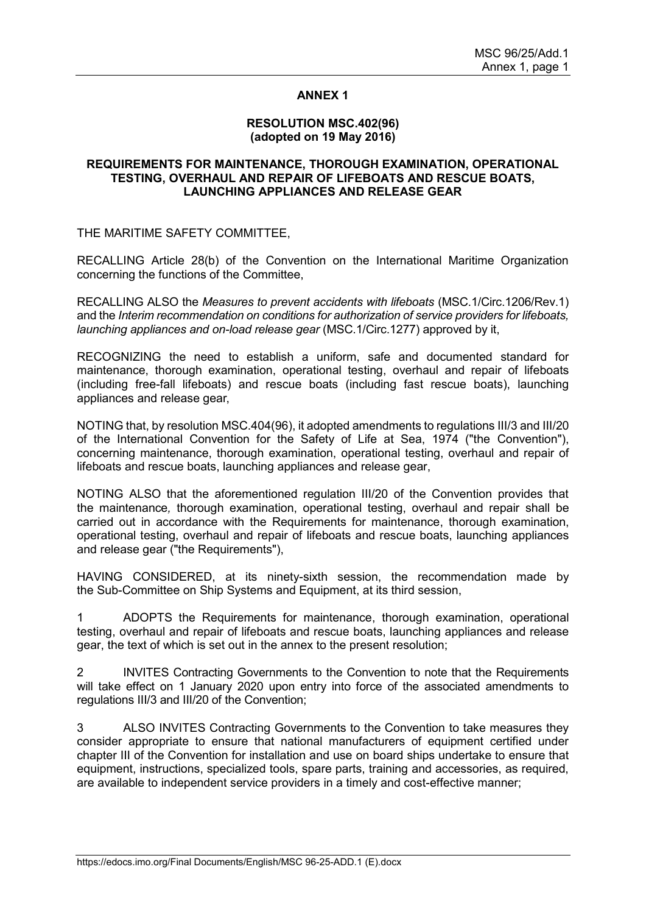# ANNEX 1

## RESOLUTION MSC.402(96)
## (adopted on 19 May 2016)

## REQUIREMENTS FOR MAINTENANCE, THOROUGH EXAMINATION, OPERATIONAL TESTING, OVERHAUL AND REPAIR OF LIFEBOATS AND RESCUE BOATS, LAUNCHING APPLIANCES AND RELEASE GEAR

THE MARITIME SAFETY COMMITTEE,

RECALLING Article 28(b) of the Convention on the International Maritime Organization concerning the functions of the Committee,

RECALLING ALSO the *Measures to prevent accidents with lifeboats* (MSC.1/Circ.1206/Rev.1) and the *Interim recommendation on conditions for authorization of service providers for lifeboats, launching appliances and on-load release gear* (MSC.1/Circ.1277) approved by it,

RECOGNIZING the need to establish a uniform, safe and documented standard for maintenance, thorough examination, operational testing, overhaul and repair of lifeboats (including free-fall lifeboats) and rescue boats (including fast rescue boats), launching appliances and release gear,

NOTING that, by resolution MSC.404(96), it adopted amendments to regulations III/3 and III/20 of the International Convention for the Safety of Life at Sea, 1974 ("the Convention"), concerning maintenance, thorough examination, operational testing, overhaul and repair of lifeboats and rescue boats, launching appliances and release gear,

NOTING ALSO that the aforementioned regulation III/20 of the Convention provides that the maintenance, thorough examination, operational testing, overhaul and repair shall be carried out in accordance with the Requirements for maintenance, thorough examination, operational testing, overhaul and repair of lifeboats and rescue boats, launching appliances and release gear ("the Requirements"),

HAVING CONSIDERED, at its ninety-sixth session, the recommendation made by the Sub-Committee on Ship Systems and Equipment, at its third session,

1 ADOPTS the Requirements for maintenance, thorough examination, operational testing, overhaul and repair of lifeboats and rescue boats, launching appliances and release gear, the text of which is set out in the annex to the present resolution;

2 INVITES Contracting Governments to the Convention to note that the Requirements will take effect on 1 January 2020 upon entry into force of the associated amendments to regulations III/3 and III/20 of the Convention;

3 ALSO INVITES Contracting Governments to the Convention to take measures they consider appropriate to ensure that national manufacturers of equipment certified under chapter III of the Convention for installation and use on board ships undertake to ensure that equipment, instructions, specialized tools, spare parts, training and accessories, as required, are available to independent service providers in a timely and cost-effective manner;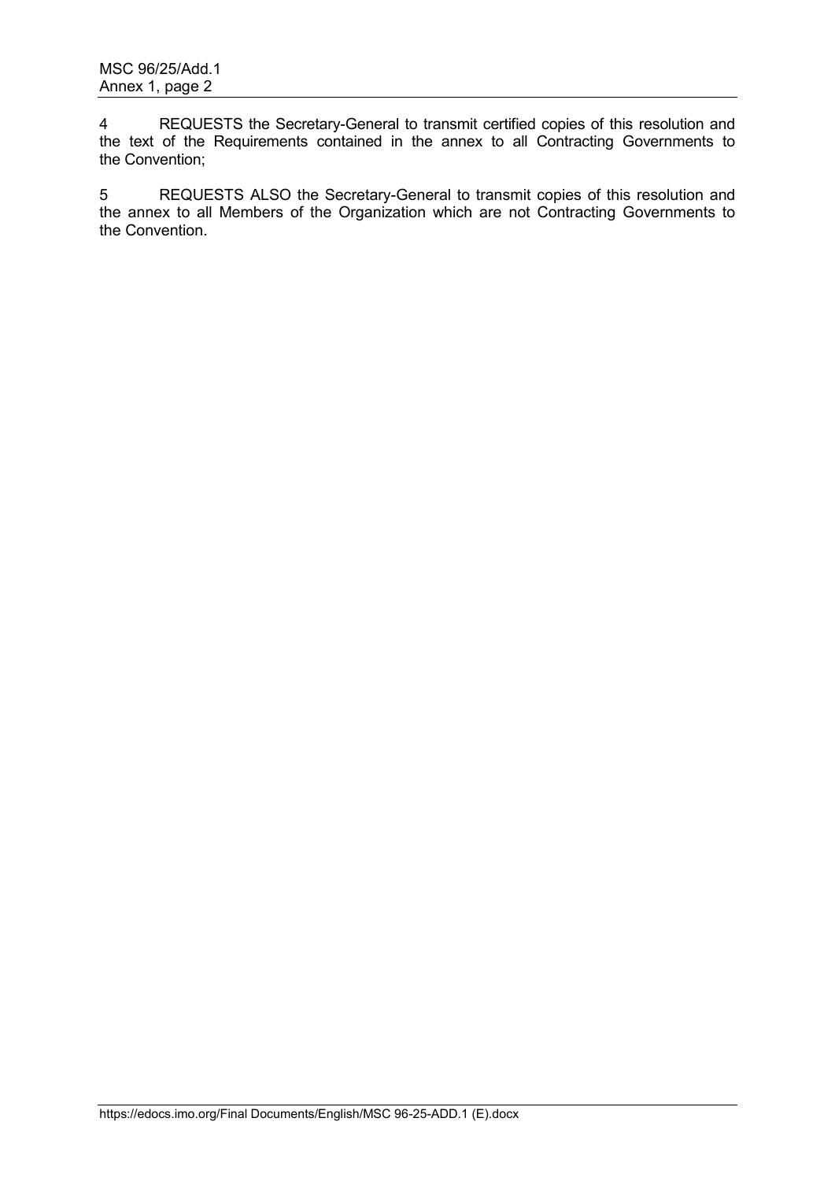4 REQUESTS the Secretary-General to transmit certified copies of this resolution and the text of the Requirements contained in the annex to all Contracting Governments to the Convention;

5 REQUESTS ALSO the Secretary-General to transmit copies of this resolution and the annex to all Members of the Organization which are not Contracting Governments to the Convention.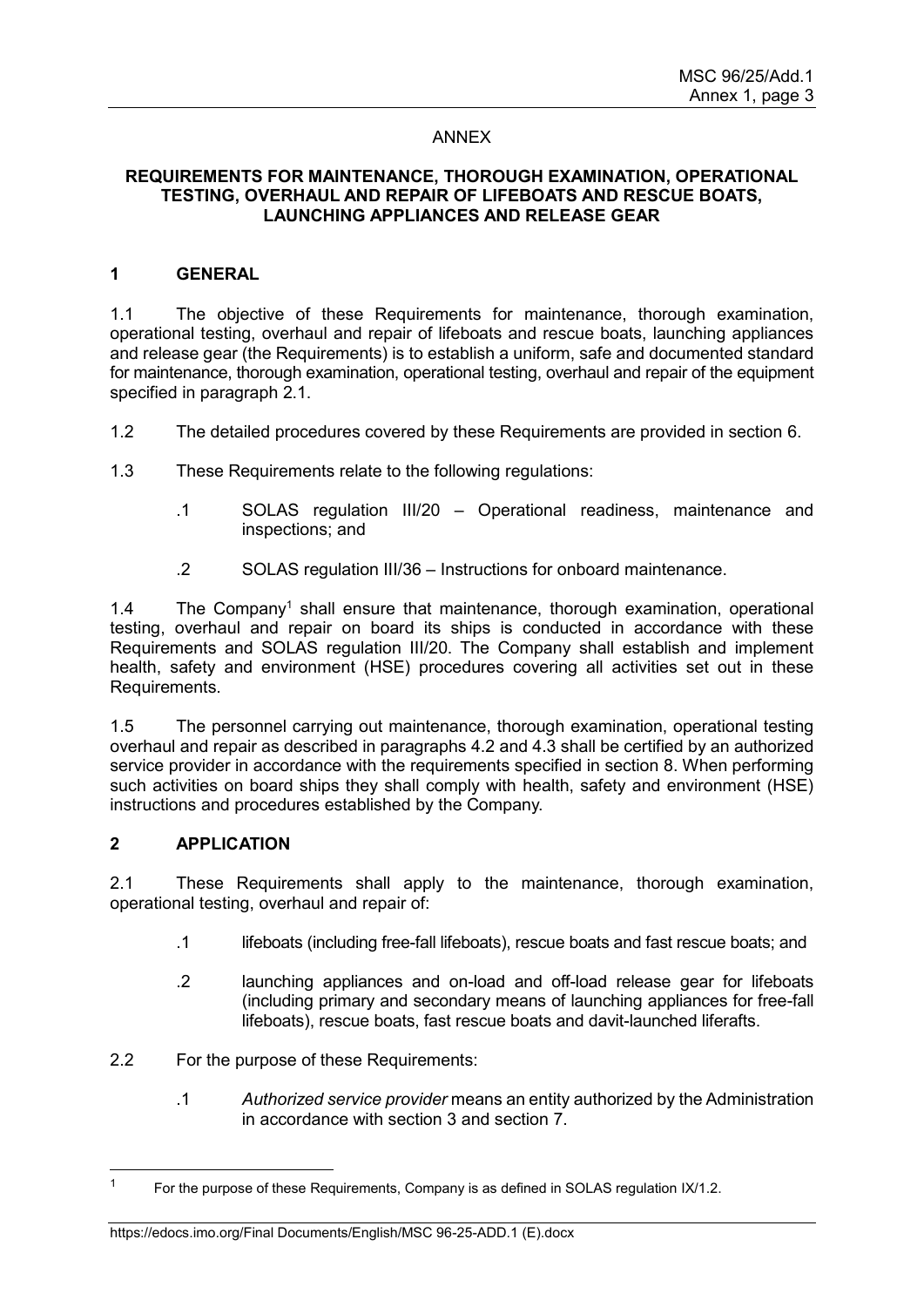ANNEX

**REQUIREMENTS FOR MAINTENANCE, THOROUGH EXAMINATION, OPERATIONAL TESTING, OVERHAUL AND REPAIR OF LIFEBOATS AND RESCUE BOATS, LAUNCHING APPLIANCES AND RELEASE GEAR**

## 1 GENERAL

1.1 The objective of these Requirements for maintenance, thorough examination, operational testing, overhaul and repair of lifeboats and rescue boats, launching appliances and release gear (the Requirements) is to establish a uniform, safe and documented standard for maintenance, thorough examination, operational testing, overhaul and repair of the equipment specified in paragraph 2.1.

1.2 The detailed procedures covered by these Requirements are provided in section 6.

1.3 These Requirements relate to the following regulations:

.1 SOLAS regulation III/20 – Operational readiness, maintenance and inspections; and

.2 SOLAS regulation III/36 – Instructions for onboard maintenance.

1.4 The Company[1] shall ensure that maintenance, thorough examination, operational testing, overhaul and repair on board its ships is conducted in accordance with these Requirements and SOLAS regulation III/20. The Company shall establish and implement health, safety and environment (HSE) procedures covering all activities set out in these Requirements.

1.5 The personnel carrying out maintenance, thorough examination, operational testing overhaul and repair as described in paragraphs 4.2 and 4.3 shall be certified by an authorized service provider in accordance with the requirements specified in section 8. When performing such activities on board ships they shall comply with health, safety and environment (HSE) instructions and procedures established by the Company.

## 2 APPLICATION

2.1 These Requirements shall apply to the maintenance, thorough examination, operational testing, overhaul and repair of:

.1 lifeboats (including free-fall lifeboats), rescue boats and fast rescue boats; and

.2 launching appliances and on-load and off-load release gear for lifeboats (including primary and secondary means of launching appliances for free-fall lifeboats), rescue boats, fast rescue boats and davit-launched liferafts.

2.2 For the purpose of these Requirements:

.1 *Authorized service provider* means an entity authorized by the Administration in accordance with section 3 and section 7.

[1] For the purpose of these Requirements, Company is as defined in SOLAS regulation IX/1.2.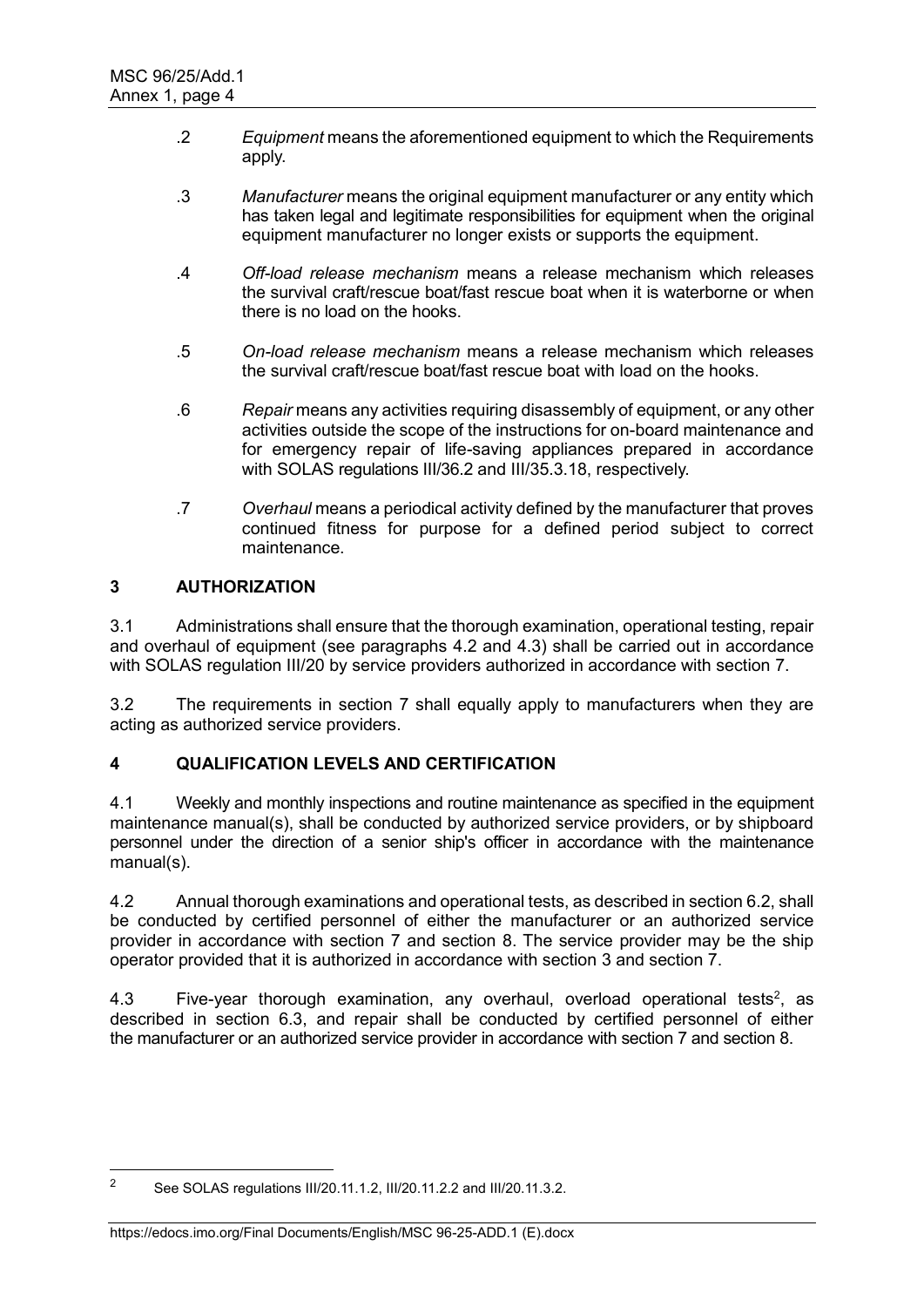.2 *Equipment* means the aforementioned equipment to which the Requirements apply.

.3 *Manufacturer* means the original equipment manufacturer or any entity which has taken legal and legitimate responsibilities for equipment when the original equipment manufacturer no longer exists or supports the equipment.

.4 *Off-load release mechanism* means a release mechanism which releases the survival craft/rescue boat/fast rescue boat when it is waterborne or when there is no load on the hooks.

.5 *On-load release mechanism* means a release mechanism which releases the survival craft/rescue boat/fast rescue boat with load on the hooks.

.6 *Repair* means any activities requiring disassembly of equipment, or any other activities outside the scope of the instructions for on-board maintenance and for emergency repair of life-saving appliances prepared in accordance with SOLAS regulations III/36.2 and III/35.3.18, respectively.

.7 *Overhaul* means a periodical activity defined by the manufacturer that proves continued fitness for purpose for a defined period subject to correct maintenance.

## 3 AUTHORIZATION

3.1 Administrations shall ensure that the thorough examination, operational testing, repair and overhaul of equipment (see paragraphs 4.2 and 4.3) shall be carried out in accordance with SOLAS regulation III/20 by service providers authorized in accordance with section 7.

3.2 The requirements in section 7 shall equally apply to manufacturers when they are acting as authorized service providers.

## 4 QUALIFICATION LEVELS AND CERTIFICATION

4.1 Weekly and monthly inspections and routine maintenance as specified in the equipment maintenance manual(s), shall be conducted by authorized service providers, or by shipboard personnel under the direction of a senior ship's officer in accordance with the maintenance manual(s).

4.2 Annual thorough examinations and operational tests, as described in section 6.2, shall be conducted by certified personnel of either the manufacturer or an authorized service provider in accordance with section 7 and section 8. The service provider may be the ship operator provided that it is authorized in accordance with section 3 and section 7.

4.3 Five-year thorough examination, any overhaul, overload operational tests[2], as described in section 6.3, and repair shall be conducted by certified personnel of either the manufacturer or an authorized service provider in accordance with section 7 and section 8.

---

[2] See SOLAS regulations III/20.11.1.2, III/20.11.2.2 and III/20.11.3.2.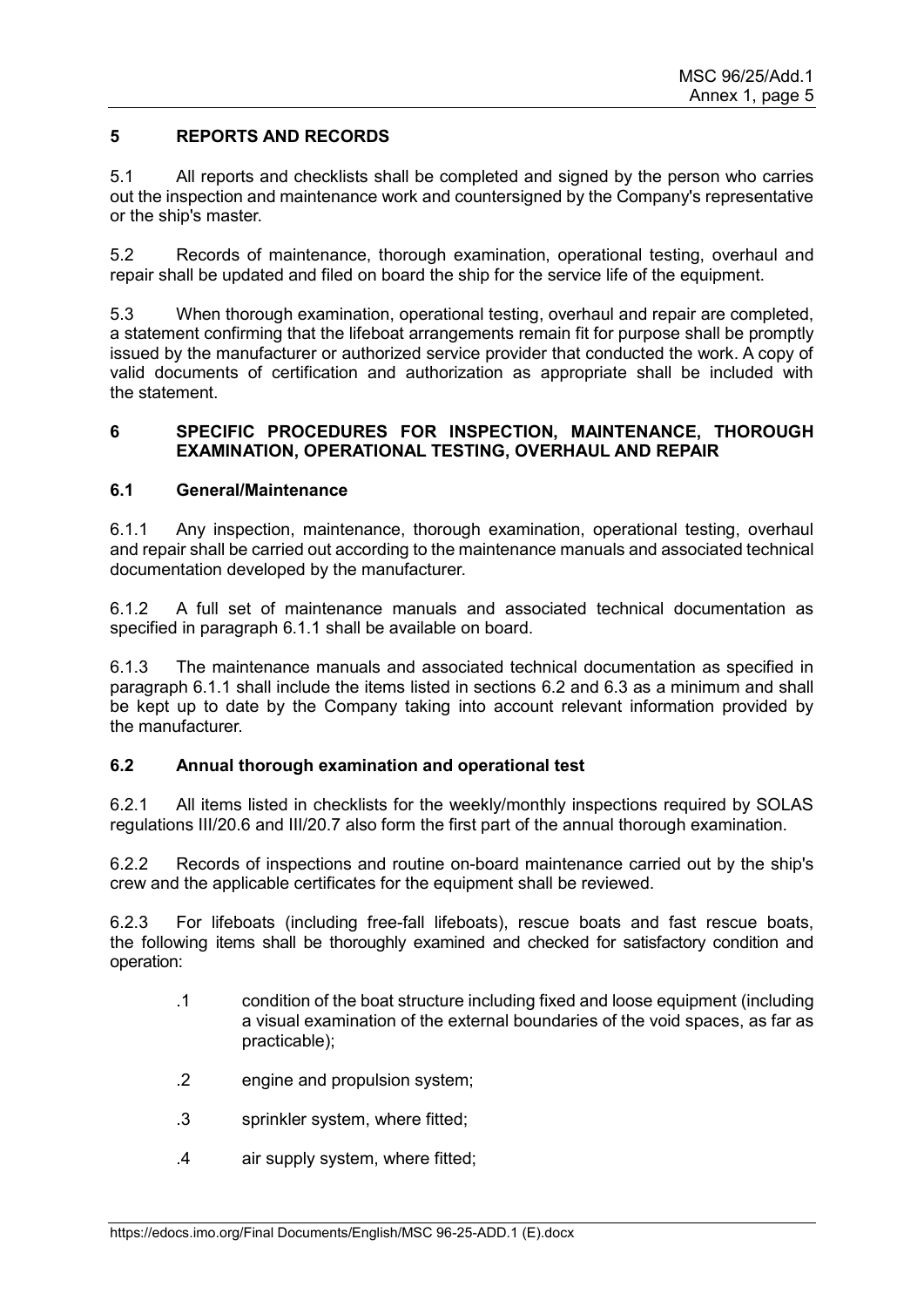## 5 REPORTS AND RECORDS

5.1 All reports and checklists shall be completed and signed by the person who carries out the inspection and maintenance work and countersigned by the Company's representative or the ship's master.

5.2 Records of maintenance, thorough examination, operational testing, overhaul and repair shall be updated and filed on board the ship for the service life of the equipment.

5.3 When thorough examination, operational testing, overhaul and repair are completed, a statement confirming that the lifeboat arrangements remain fit for purpose shall be promptly issued by the manufacturer or authorized service provider that conducted the work. A copy of valid documents of certification and authorization as appropriate shall be included with the statement.

## 6 SPECIFIC PROCEDURES FOR INSPECTION, MAINTENANCE, THOROUGH EXAMINATION, OPERATIONAL TESTING, OVERHAUL AND REPAIR

### 6.1 General/Maintenance

6.1.1 Any inspection, maintenance, thorough examination, operational testing, overhaul and repair shall be carried out according to the maintenance manuals and associated technical documentation developed by the manufacturer.

6.1.2 A full set of maintenance manuals and associated technical documentation as specified in paragraph 6.1.1 shall be available on board.

6.1.3 The maintenance manuals and associated technical documentation as specified in paragraph 6.1.1 shall include the items listed in sections 6.2 and 6.3 as a minimum and shall be kept up to date by the Company taking into account relevant information provided by the manufacturer.

### 6.2 Annual thorough examination and operational test

6.2.1 All items listed in checklists for the weekly/monthly inspections required by SOLAS regulations III/20.6 and III/20.7 also form the first part of the annual thorough examination.

6.2.2 Records of inspections and routine on-board maintenance carried out by the ship's crew and the applicable certificates for the equipment shall be reviewed.

6.2.3 For lifeboats (including free-fall lifeboats), rescue boats and fast rescue boats, the following items shall be thoroughly examined and checked for satisfactory condition and operation:

.1 condition of the boat structure including fixed and loose equipment (including a visual examination of the external boundaries of the void spaces, as far as practicable);

.2 engine and propulsion system;

.3 sprinkler system, where fitted;

.4 air supply system, where fitted;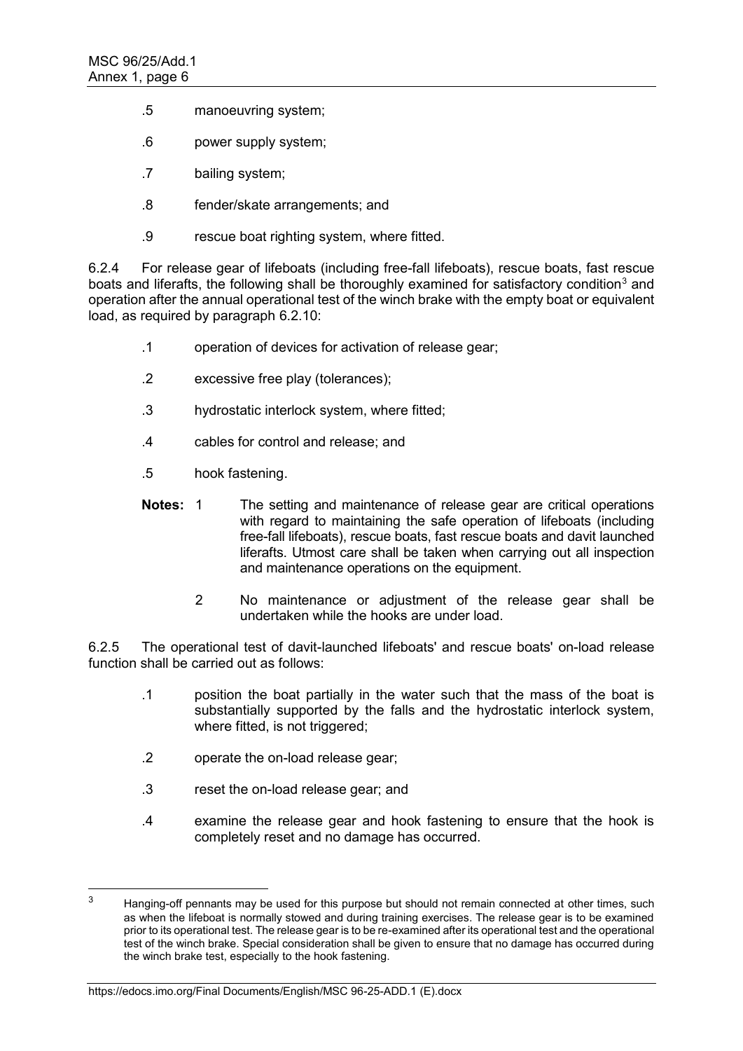.5 manoeuvring system;

.6 power supply system;

.7 bailing system;

.8 fender/skate arrangements; and

.9 rescue boat righting system, where fitted.

6.2.4 For release gear of lifeboats (including free-fall lifeboats), rescue boats, fast rescue boats and liferafts, the following shall be thoroughly examined for satisfactory condition[3] and operation after the annual operational test of the winch brake with the empty boat or equivalent load, as required by paragraph 6.2.10:

.1 operation of devices for activation of release gear;

.2 excessive free play (tolerances);

.3 hydrostatic interlock system, where fitted;

.4 cables for control and release; and

.5 hook fastening.

**Notes:** 1 The setting and maintenance of release gear are critical operations with regard to maintaining the safe operation of lifeboats (including free-fall lifeboats), rescue boats, fast rescue boats and davit launched liferafts. Utmost care shall be taken when carrying out all inspection and maintenance operations on the equipment.

2 No maintenance or adjustment of the release gear shall be undertaken while the hooks are under load.

6.2.5 The operational test of davit-launched lifeboats' and rescue boats' on-load release function shall be carried out as follows:

.1 position the boat partially in the water such that the mass of the boat is substantially supported by the falls and the hydrostatic interlock system, where fitted, is not triggered;

.2 operate the on-load release gear;

.3 reset the on-load release gear; and

.4 examine the release gear and hook fastening to ensure that the hook is completely reset and no damage has occurred.

---

[3] Hanging-off pennants may be used for this purpose but should not remain connected at other times, such as when the lifeboat is normally stowed and during training exercises. The release gear is to be examined prior to its operational test. The release gear is to be re-examined after its operational test and the operational test of the winch brake. Special consideration shall be given to ensure that no damage has occurred during the winch brake test, especially to the hook fastening.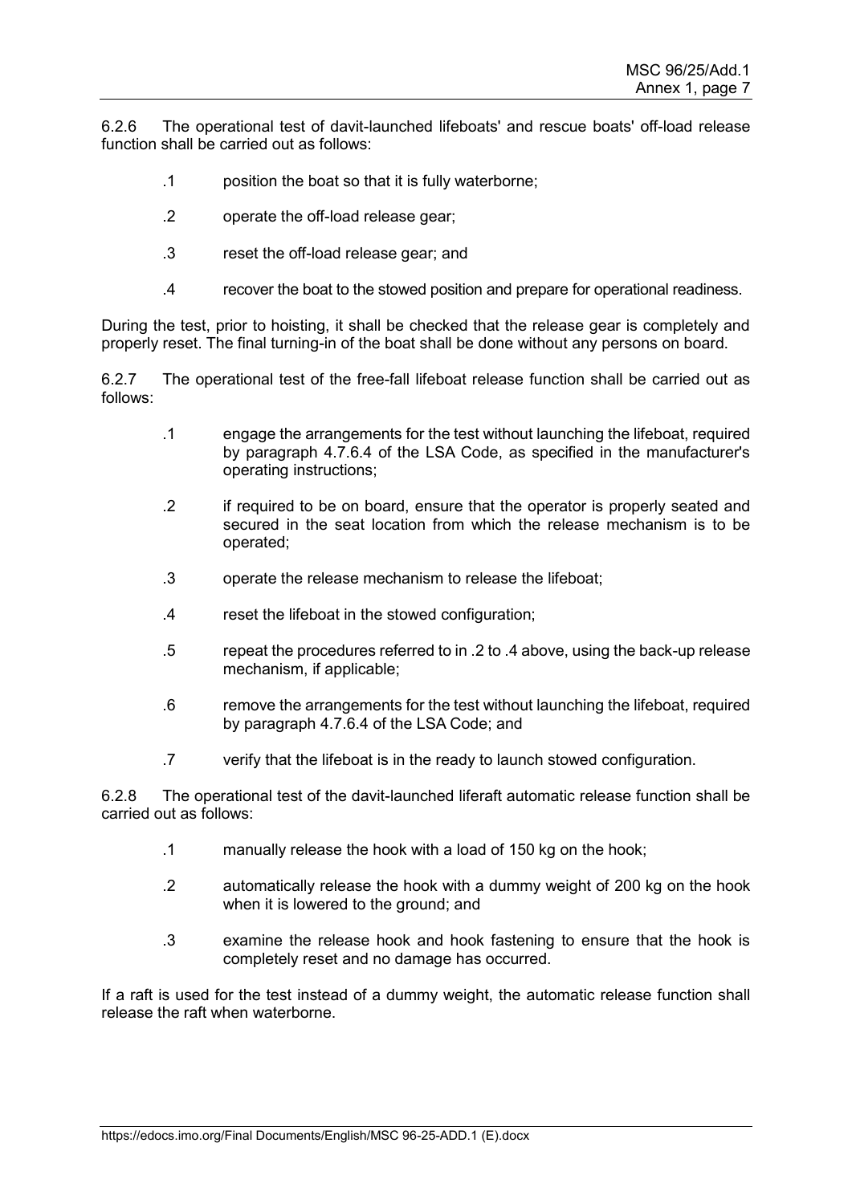6.2.6 The operational test of davit-launched lifeboats' and rescue boats' off-load release function shall be carried out as follows:

.1 position the boat so that it is fully waterborne;

.2 operate the off-load release gear;

.3 reset the off-load release gear; and

.4 recover the boat to the stowed position and prepare for operational readiness.

During the test, prior to hoisting, it shall be checked that the release gear is completely and properly reset. The final turning-in of the boat shall be done without any persons on board.

6.2.7 The operational test of the free-fall lifeboat release function shall be carried out as follows:

.1 engage the arrangements for the test without launching the lifeboat, required by paragraph 4.7.6.4 of the LSA Code, as specified in the manufacturer's operating instructions;

.2 if required to be on board, ensure that the operator is properly seated and secured in the seat location from which the release mechanism is to be operated;

.3 operate the release mechanism to release the lifeboat;

.4 reset the lifeboat in the stowed configuration;

.5 repeat the procedures referred to in .2 to .4 above, using the back-up release mechanism, if applicable;

.6 remove the arrangements for the test without launching the lifeboat, required by paragraph 4.7.6.4 of the LSA Code; and

.7 verify that the lifeboat is in the ready to launch stowed configuration.

6.2.8 The operational test of the davit-launched liferaft automatic release function shall be carried out as follows:

.1 manually release the hook with a load of 150 kg on the hook;

.2 automatically release the hook with a dummy weight of 200 kg on the hook when it is lowered to the ground; and

.3 examine the release hook and hook fastening to ensure that the hook is completely reset and no damage has occurred.

If a raft is used for the test instead of a dummy weight, the automatic release function shall release the raft when waterborne.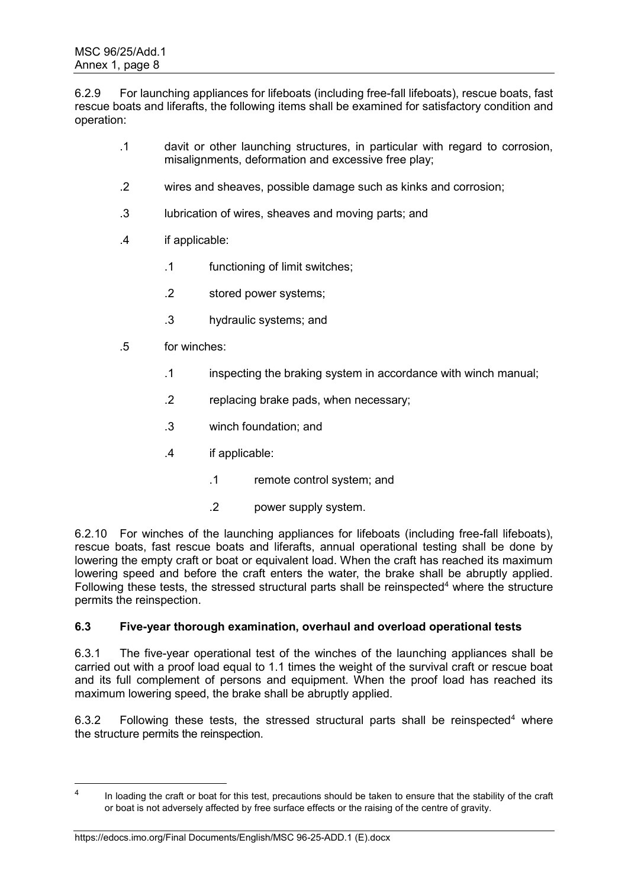6.2.9 For launching appliances for lifeboats (including free-fall lifeboats), rescue boats, fast rescue boats and liferafts, the following items shall be examined for satisfactory condition and operation:

- .1 davit or other launching structures, in particular with regard to corrosion, misalignments, deformation and excessive free play;
- .2 wires and sheaves, possible damage such as kinks and corrosion;
- .3 lubrication of wires, sheaves and moving parts; and
- .4 if applicable:
  - .1 functioning of limit switches;
  - .2 stored power systems;
  - .3 hydraulic systems; and
- .5 for winches:
  - .1 inspecting the braking system in accordance with winch manual;
  - .2 replacing brake pads, when necessary;
  - .3 winch foundation; and
  - .4 if applicable:
    - .1 remote control system; and
    - .2 power supply system.

6.2.10 For winches of the launching appliances for lifeboats (including free-fall lifeboats), rescue boats, fast rescue boats and liferafts, annual operational testing shall be done by lowering the empty craft or boat or equivalent load. When the craft has reached its maximum lowering speed and before the craft enters the water, the brake shall be abruptly applied. Following these tests, the stressed structural parts shall be reinspected[4] where the structure permits the reinspection.

### 6.3 Five-year thorough examination, overhaul and overload operational tests

6.3.1 The five-year operational test of the winches of the launching appliances shall be carried out with a proof load equal to 1.1 times the weight of the survival craft or rescue boat and its full complement of persons and equipment. When the proof load has reached its maximum lowering speed, the brake shall be abruptly applied.

6.3.2 Following these tests, the stressed structural parts shall be reinspected[4] where the structure permits the reinspection.

---

[4] In loading the craft or boat for this test, precautions should be taken to ensure that the stability of the craft or boat is not adversely affected by free surface effects or the raising of the centre of gravity.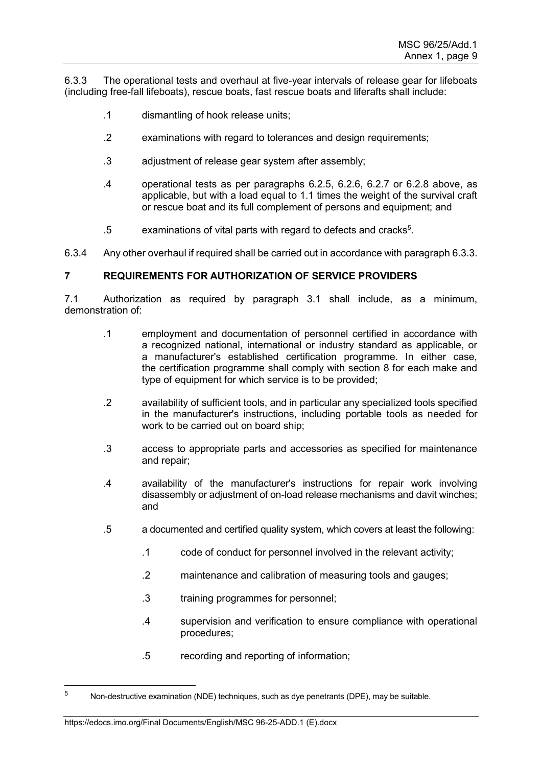6.3.3 The operational tests and overhaul at five-year intervals of release gear for lifeboats (including free-fall lifeboats), rescue boats, fast rescue boats and liferafts shall include:

- .1 dismantling of hook release units;
- .2 examinations with regard to tolerances and design requirements;
- .3 adjustment of release gear system after assembly;
- .4 operational tests as per paragraphs 6.2.5, 6.2.6, 6.2.7 or 6.2.8 above, as applicable, but with a load equal to 1.1 times the weight of the survival craft or rescue boat and its full complement of persons and equipment; and
- .5 examinations of vital parts with regard to defects and cracks[5].

6.3.4 Any other overhaul if required shall be carried out in accordance with paragraph 6.3.3.

## 7 REQUIREMENTS FOR AUTHORIZATION OF SERVICE PROVIDERS

7.1 Authorization as required by paragraph 3.1 shall include, as a minimum, demonstration of:

- .1 employment and documentation of personnel certified in accordance with a recognized national, international or industry standard as applicable, or a manufacturer's established certification programme. In either case, the certification programme shall comply with section 8 for each make and type of equipment for which service is to be provided;
- .2 availability of sufficient tools, and in particular any specialized tools specified in the manufacturer's instructions, including portable tools as needed for work to be carried out on board ship;
- .3 access to appropriate parts and accessories as specified for maintenance and repair;
- .4 availability of the manufacturer's instructions for repair work involving disassembly or adjustment of on-load release mechanisms and davit winches; and
- .5 a documented and certified quality system, which covers at least the following:
  - .1 code of conduct for personnel involved in the relevant activity;
  - .2 maintenance and calibration of measuring tools and gauges;
  - .3 training programmes for personnel;
  - .4 supervision and verification to ensure compliance with operational procedures;
  - .5 recording and reporting of information;

[5] Non-destructive examination (NDE) techniques, such as dye penetrants (DPE), may be suitable.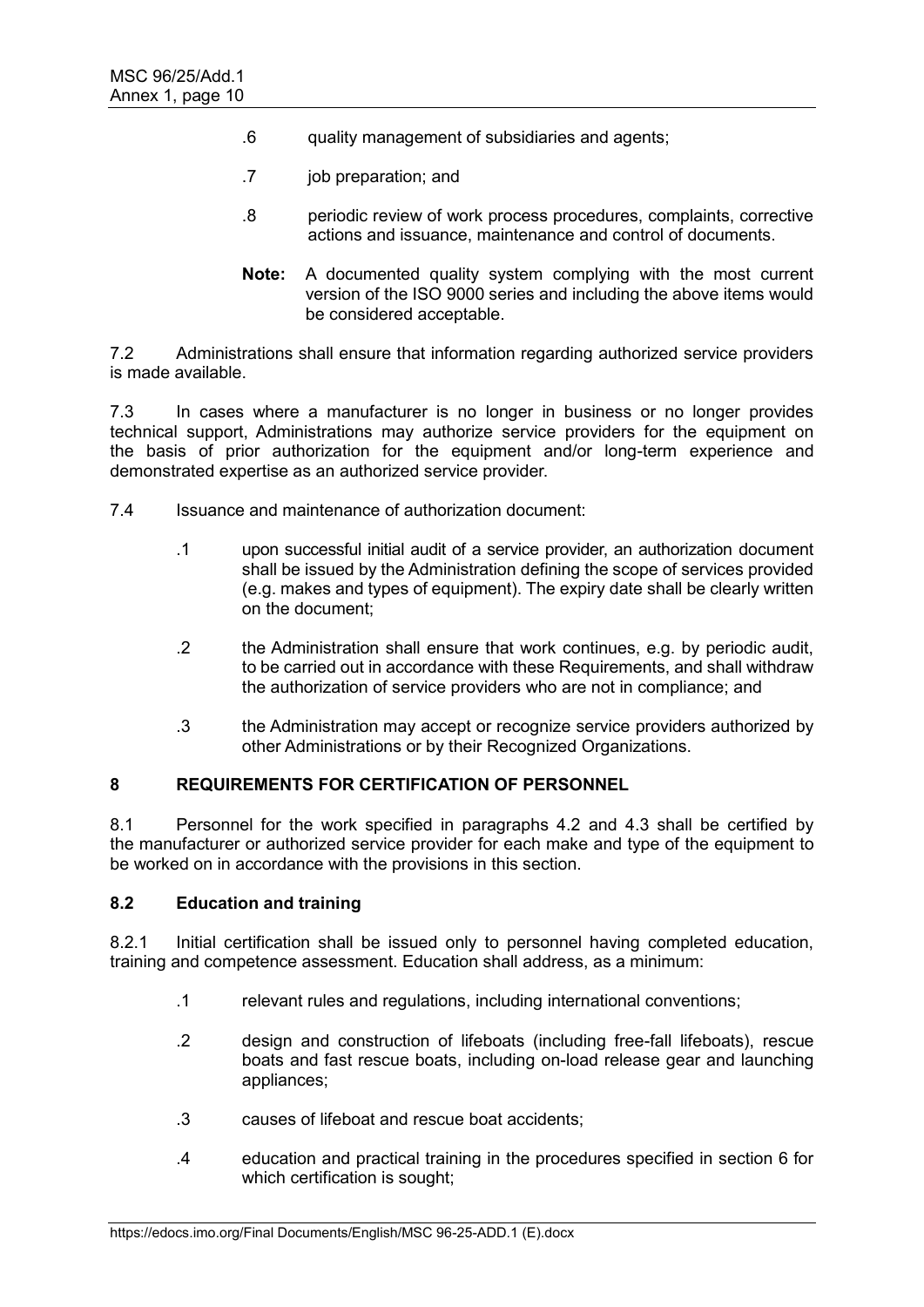.6 quality management of subsidiaries and agents;

.7 job preparation; and

.8 periodic review of work process procedures, complaints, corrective actions and issuance, maintenance and control of documents.

**Note:** A documented quality system complying with the most current version of the ISO 9000 series and including the above items would be considered acceptable.

7.2 Administrations shall ensure that information regarding authorized service providers is made available.

7.3 In cases where a manufacturer is no longer in business or no longer provides technical support, Administrations may authorize service providers for the equipment on the basis of prior authorization for the equipment and/or long-term experience and demonstrated expertise as an authorized service provider.

7.4 Issuance and maintenance of authorization document:

.1 upon successful initial audit of a service provider, an authorization document shall be issued by the Administration defining the scope of services provided (e.g. makes and types of equipment). The expiry date shall be clearly written on the document;

.2 the Administration shall ensure that work continues, e.g. by periodic audit, to be carried out in accordance with these Requirements, and shall withdraw the authorization of service providers who are not in compliance; and

.3 the Administration may accept or recognize service providers authorized by other Administrations or by their Recognized Organizations.

## 8 REQUIREMENTS FOR CERTIFICATION OF PERSONNEL

8.1 Personnel for the work specified in paragraphs 4.2 and 4.3 shall be certified by the manufacturer or authorized service provider for each make and type of the equipment to be worked on in accordance with the provisions in this section.

### 8.2 Education and training

8.2.1 Initial certification shall be issued only to personnel having completed education, training and competence assessment. Education shall address, as a minimum:

.1 relevant rules and regulations, including international conventions;

.2 design and construction of lifeboats (including free-fall lifeboats), rescue boats and fast rescue boats, including on-load release gear and launching appliances;

.3 causes of lifeboat and rescue boat accidents;

.4 education and practical training in the procedures specified in section 6 for which certification is sought;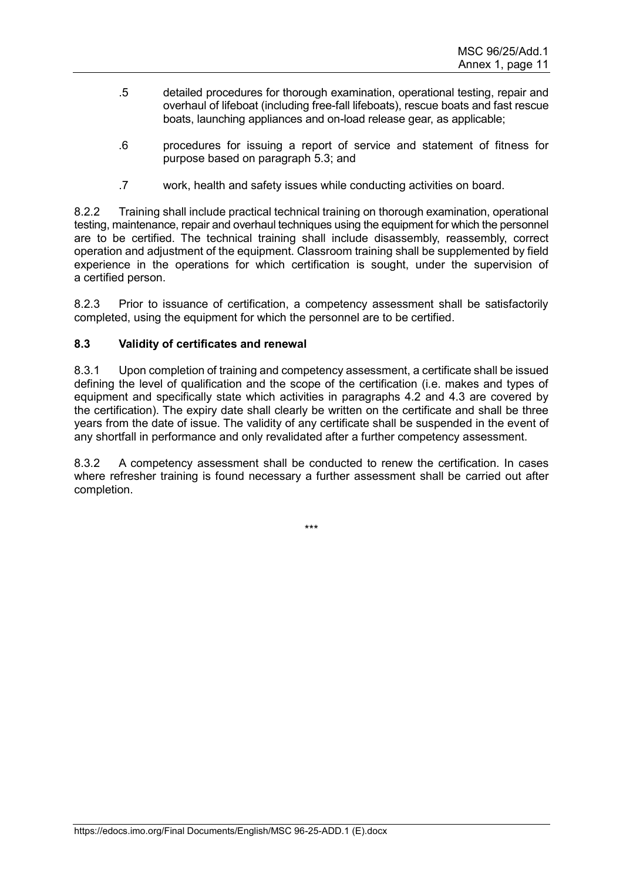.5 detailed procedures for thorough examination, operational testing, repair and overhaul of lifeboat (including free-fall lifeboats), rescue boats and fast rescue boats, launching appliances and on-load release gear, as applicable;

.6 procedures for issuing a report of service and statement of fitness for purpose based on paragraph 5.3; and

.7 work, health and safety issues while conducting activities on board.

8.2.2 Training shall include practical technical training on thorough examination, operational testing, maintenance, repair and overhaul techniques using the equipment for which the personnel are to be certified. The technical training shall include disassembly, reassembly, correct operation and adjustment of the equipment. Classroom training shall be supplemented by field experience in the operations for which certification is sought, under the supervision of a certified person.

8.2.3 Prior to issuance of certification, a competency assessment shall be satisfactorily completed, using the equipment for which the personnel are to be certified.

**8.3 Validity of certificates and renewal**

8.3.1 Upon completion of training and competency assessment, a certificate shall be issued defining the level of qualification and the scope of the certification (i.e. makes and types of equipment and specifically state which activities in paragraphs 4.2 and 4.3 are covered by the certification). The expiry date shall clearly be written on the certificate and shall be three years from the date of issue. The validity of any certificate shall be suspended in the event of any shortfall in performance and only revalidated after a further competency assessment.

8.3.2 A competency assessment shall be conducted to renew the certification. In cases where refresher training is found necessary a further assessment shall be carried out after completion.

\*\*\*